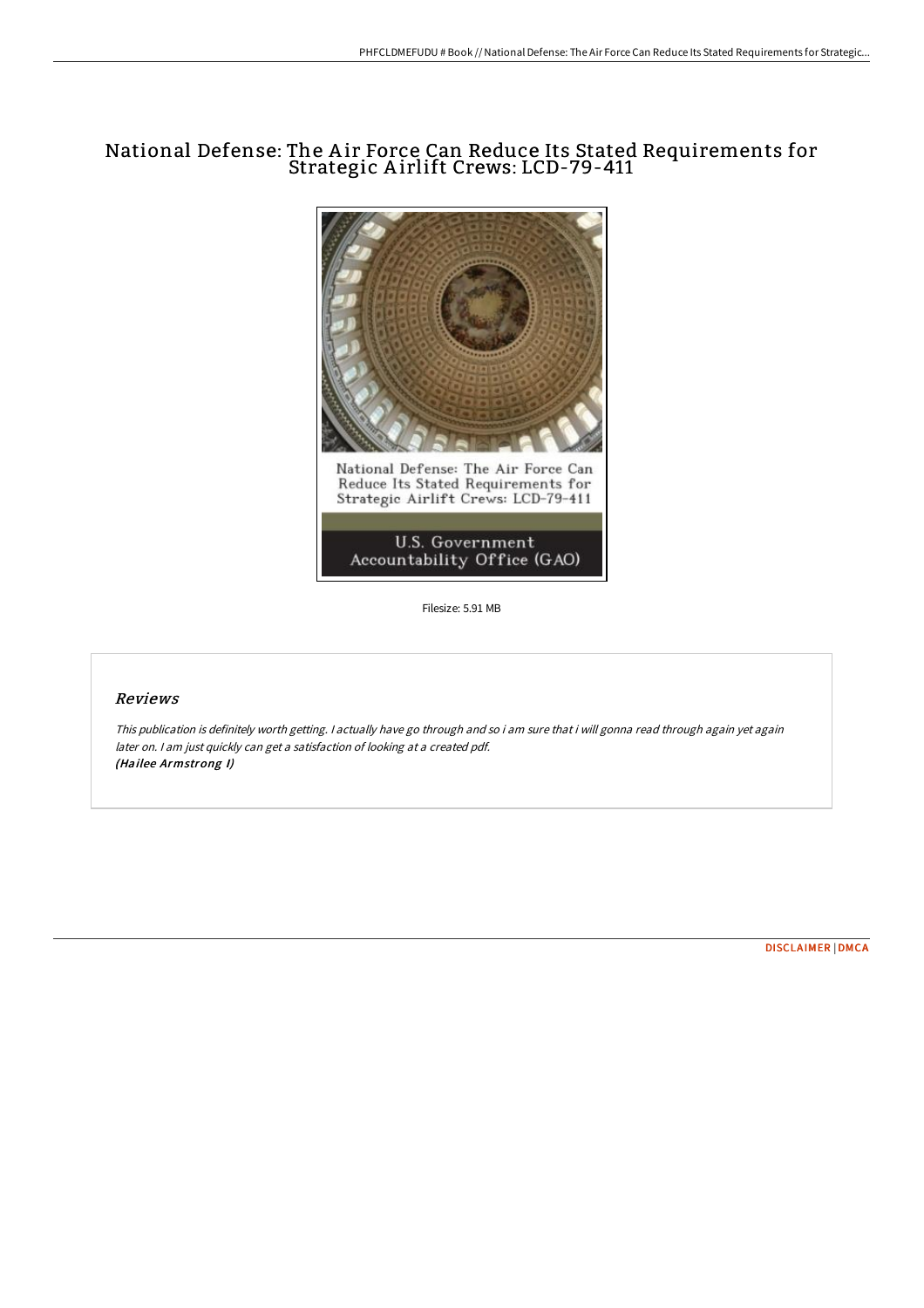# National Defense: The Air Force Can Reduce Its Stated Requirements for Strategic Airlift Crews: LCD-79-411

Filesize: 5.91 MB

## *Reviews*

*This publication is definitely worth getting. I actually have go through and so i am sure that i will gonna read through again yet again later on. I am just quickly can get a satisfaction of looking at a created pdf.*
***(Hailee Armstrong I)***

DISCLAIMER | DMCA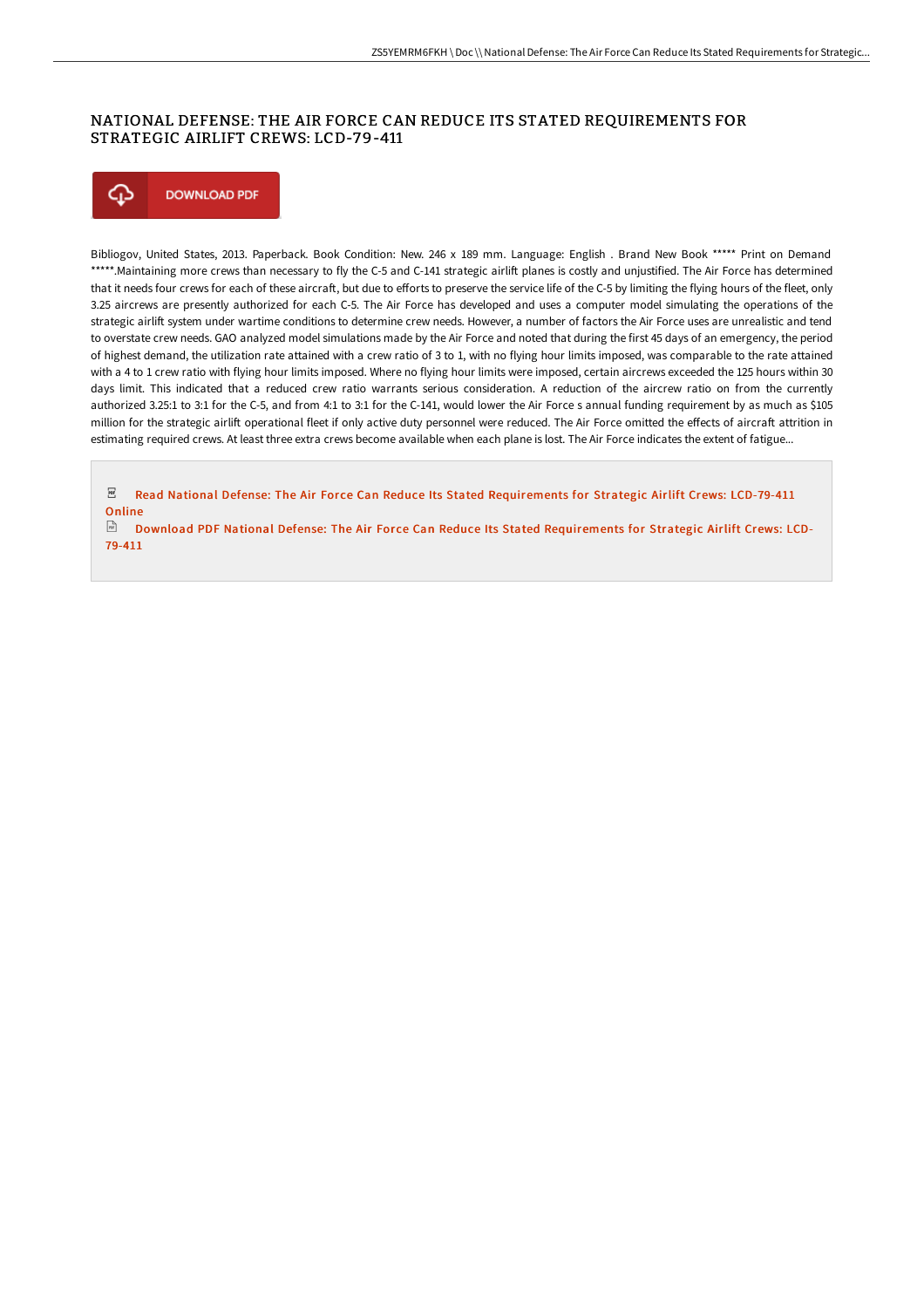# NATIONAL DEFENSE: THE AIR FORCE CAN REDUCE ITS STATED REQUIREMENTS FOR STRATEGIC AIRLIFT CREWS: LCD-79-411

DOWNLOAD PDF

Bibliogov, United States, 2013. Paperback. Book Condition: New. 246 x 189 mm. Language: English . Brand New Book ***** Print on Demand *****.Maintaining more crews than necessary to fly the C-5 and C-141 strategic airlift planes is costly and unjustified. The Air Force has determined that it needs four crews for each of these aircraft, but due to efforts to preserve the service life of the C-5 by limiting the flying hours of the fleet, only 3.25 aircrews are presently authorized for each C-5. The Air Force has developed and uses a computer model simulating the operations of the strategic airlift system under wartime conditions to determine crew needs. However, a number of factors the Air Force uses are unrealistic and tend to overstate crew needs. GAO analyzed model simulations made by the Air Force and noted that during the first 45 days of an emergency, the period of highest demand, the utilization rate attained with a crew ratio of 3 to 1, with no flying hour limits imposed, was comparable to the rate attained with a 4 to 1 crew ratio with flying hour limits imposed. Where no flying hour limits were imposed, certain aircrews exceeded the 125 hours within 30 days limit. This indicated that a reduced crew ratio warrants serious consideration. A reduction of the aircrew ratio on from the currently authorized 3.25:1 to 3:1 for the C-5, and from 4:1 to 3:1 for the C-141, would lower the Air Force s annual funding requirement by as much as $105 million for the strategic airlift operational fleet if only active duty personnel were reduced. The Air Force omitted the effects of aircraft attrition in estimating required crews. At least three extra crews become available when each plane is lost. The Air Force indicates the extent of fatigue...

Read National Defense: The Air Force Can Reduce Its Stated Requirements for Strategic Airlift Crews: LCD-79-411 Online

Download PDF National Defense: The Air Force Can Reduce Its Stated Requirements for Strategic Airlift Crews: LCD-79-411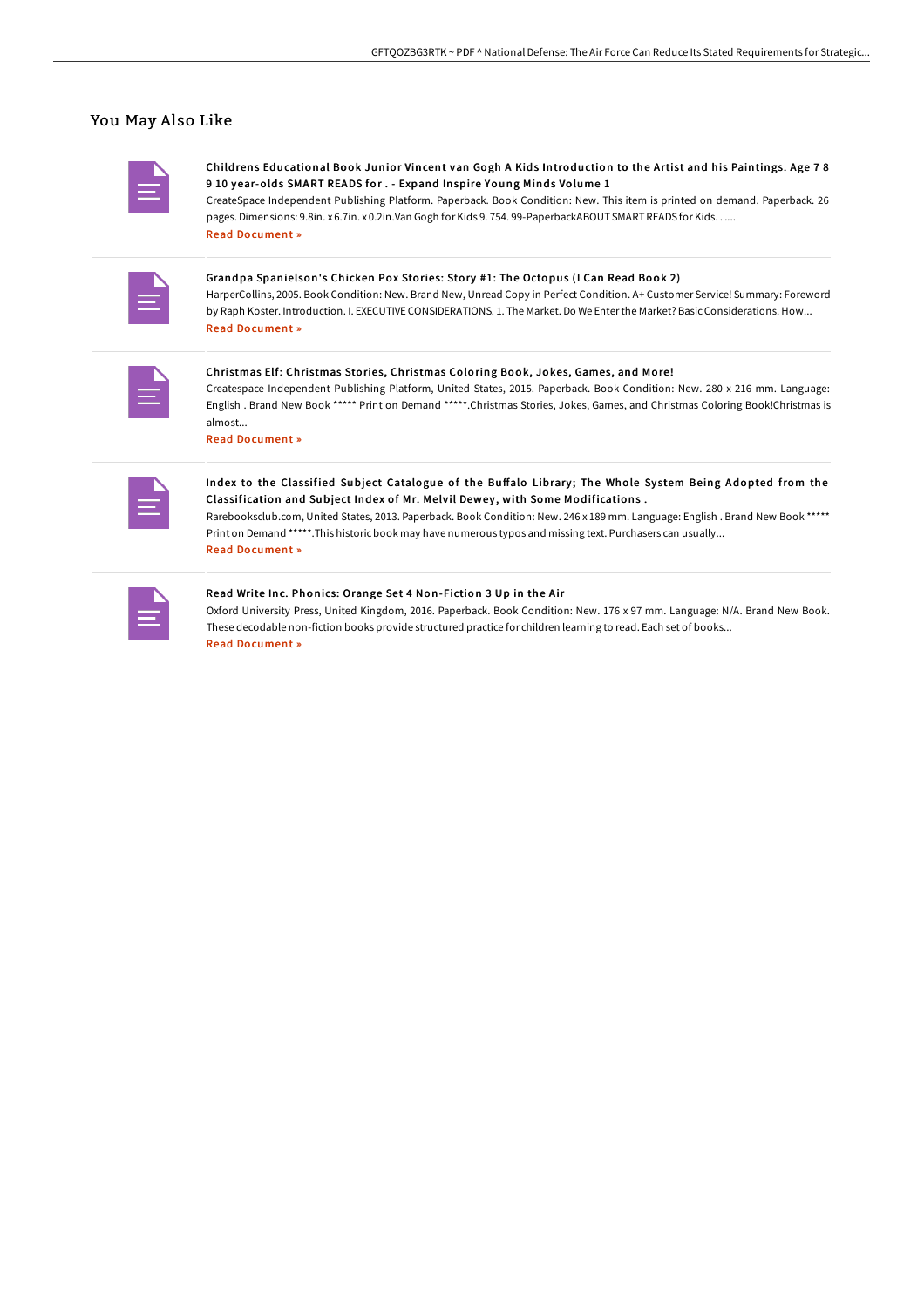## You May Also Like

**Childrens Educational Book Junior Vincent van Gogh A Kids Introduction to the Artist and his Paintings. Age 7 8 9 10 year-olds SMART READS for . - Expand Inspire Young Minds Volume 1**

CreateSpace Independent Publishing Platform. Paperback. Book Condition: New. This item is printed on demand. Paperback. 26 pages. Dimensions: 9.8in. x 6.7in. x 0.2in.Van Gogh for Kids 9. 754. 99-PaperbackABOUT SMART READS for Kids. . ....

Read Document »

**Grandpa Spanielson's Chicken Pox Stories: Story #1: The Octopus (I Can Read Book 2)**

HarperCollins, 2005. Book Condition: New. Brand New, Unread Copy in Perfect Condition. A+ Customer Service! Summary: Foreword by Raph Koster. Introduction. I. EXECUTIVE CONSIDERATIONS. 1. The Market. Do We Enter the Market? Basic Considerations. How...

Read Document »

**Christmas Elf: Christmas Stories, Christmas Coloring Book, Jokes, Games, and More!**

Createspace Independent Publishing Platform, United States, 2015. Paperback. Book Condition: New. 280 x 216 mm. Language: English . Brand New Book ***** Print on Demand *****.Christmas Stories, Jokes, Games, and Christmas Coloring Book!Christmas is almost...

Read Document »

**Index to the Classified Subject Catalogue of the Buffalo Library; The Whole System Being Adopted from the Classification and Subject Index of Mr. Melvil Dewey, with Some Modifications .**

Rarebooksclub.com, United States, 2013. Paperback. Book Condition: New. 246 x 189 mm. Language: English . Brand New Book ***** Print on Demand *****.This historic book may have numerous typos and missing text. Purchasers can usually...

Read Document »

**Read Write Inc. Phonics: Orange Set 4 Non-Fiction 3 Up in the Air**

Oxford University Press, United Kingdom, 2016. Paperback. Book Condition: New. 176 x 97 mm. Language: N/A. Brand New Book. These decodable non-fiction books provide structured practice for children learning to read. Each set of books...

Read Document »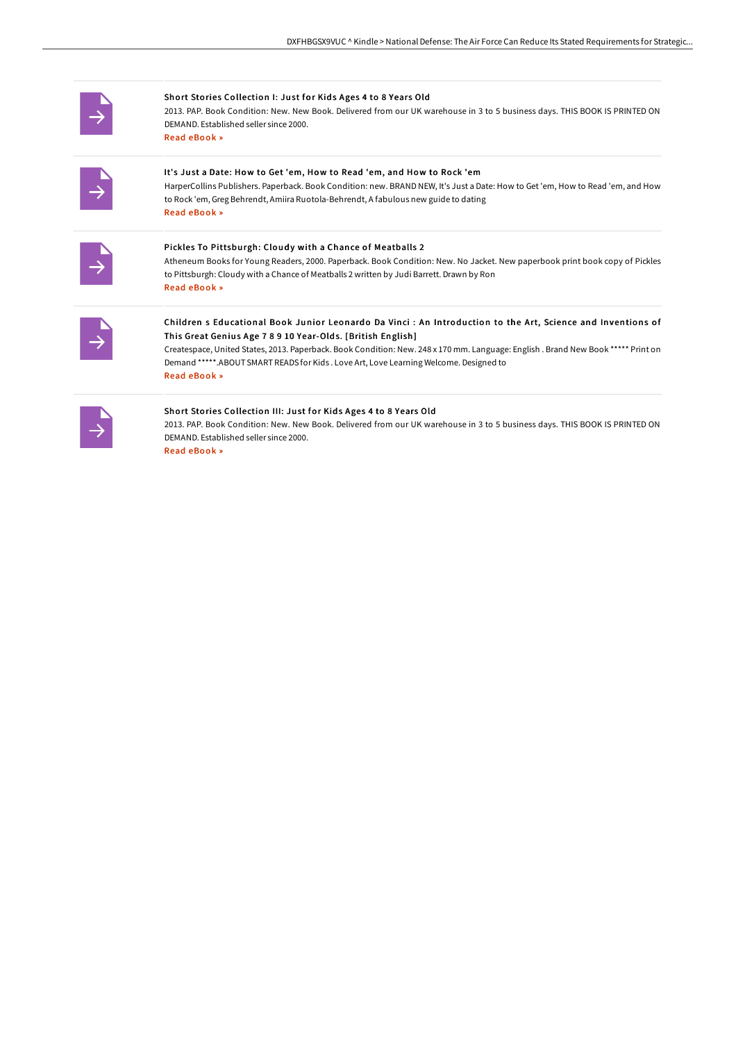### Short Stories Collection I: Just for Kids Ages 4 to 8 Years Old

2013. PAP. Book Condition: New. New Book. Delivered from our UK warehouse in 3 to 5 business days. THIS BOOK IS PRINTED ON DEMAND. Established seller since 2000.

Read eBook »

### It's Just a Date: How to Get 'em, How to Read 'em, and How to Rock 'em

HarperCollins Publishers. Paperback. Book Condition: new. BRAND NEW, It's Just a Date: How to Get 'em, How to Read 'em, and How to Rock 'em, Greg Behrendt, Amiira Ruotola-Behrendt, A fabulous new guide to dating

Read eBook »

### Pickles To Pittsburgh: Cloudy with a Chance of Meatballs 2

Atheneum Books for Young Readers, 2000. Paperback. Book Condition: New. No Jacket. New paperbook print book copy of Pickles to Pittsburgh: Cloudy with a Chance of Meatballs 2 written by Judi Barrett. Drawn by Ron

Read eBook »

### Children s Educational Book Junior Leonardo Da Vinci : An Introduction to the Art, Science and Inventions of This Great Genius Age 7 8 9 10 Year-Olds. [British English]

Createspace, United States, 2013. Paperback. Book Condition: New. 248 x 170 mm. Language: English . Brand New Book ***** Print on Demand *****.ABOUT SMART READS for Kids . Love Art, Love Learning Welcome. Designed to

Read eBook »

### Short Stories Collection III: Just for Kids Ages 4 to 8 Years Old

2013. PAP. Book Condition: New. New Book. Delivered from our UK warehouse in 3 to 5 business days. THIS BOOK IS PRINTED ON DEMAND. Established seller since 2000.

Read eBook »